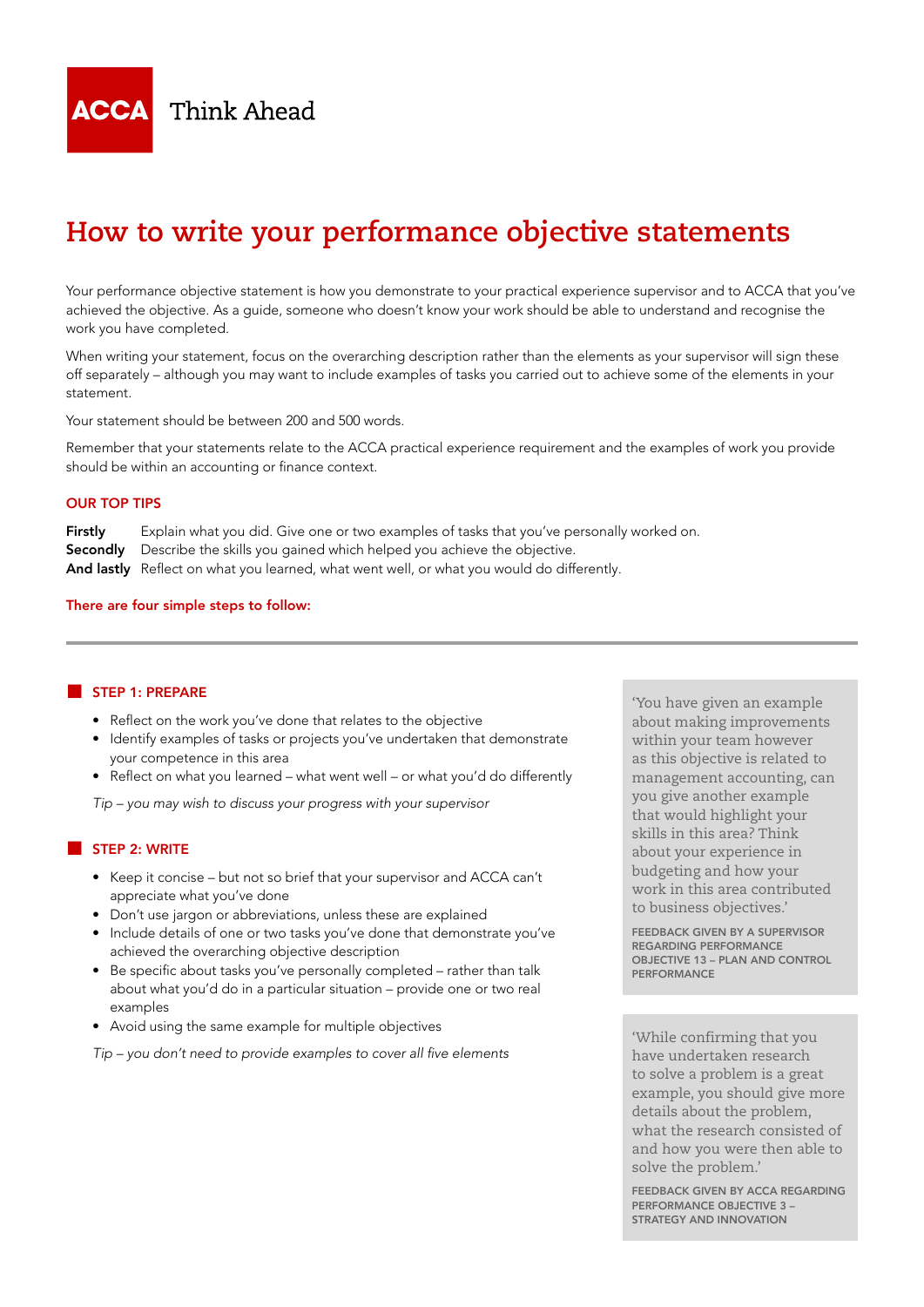ACCA Think Ahead

# How to write your performance objective statements

Your performance objective statement is how you demonstrate to your practical experience supervisor and to ACCA that you've achieved the objective. As a guide, someone who doesn't know your work should be able to understand and recognise the work you have completed.

When writing your statement, focus on the overarching description rather than the elements as your supervisor will sign these off separately – although you may want to include examples of tasks you carried out to achieve some of the elements in your statement.

Your statement should be between 200 and 500 words.

Remember that your statements relate to the ACCA practical experience requirement and the examples of work you provide should be within an accounting or finance context.

## OUR TOP TIPS

**Firstly** Explain what you did. Give one or two examples of tasks that you've personally worked on.
**Secondly** Describe the skills you gained which helped you achieve the objective.
**And lastly** Reflect on what you learned, what went well, or what you would do differently.

**There are four simple steps to follow:**

### STEP 1: PREPARE

- Reflect on the work you've done that relates to the objective
- Identify examples of tasks or projects you've undertaken that demonstrate your competence in this area
- Reflect on what you learned – what went well – or what you'd do differently

*Tip – you may wish to discuss your progress with your supervisor*

### STEP 2: WRITE

- Keep it concise – but not so brief that your supervisor and ACCA can't appreciate what you've done
- Don't use jargon or abbreviations, unless these are explained
- Include details of one or two tasks you've done that demonstrate you've achieved the overarching objective description
- Be specific about tasks you've personally completed – rather than talk about what you'd do in a particular situation – provide one or two real examples
- Avoid using the same example for multiple objectives

*Tip – you don't need to provide examples to cover all five elements*

> 'You have given an example about making improvements within your team however as this objective is related to management accounting, can you give another example that would highlight your skills in this area? Think about your experience in budgeting and how your work in this area contributed to business objectives.'
>
> FEEDBACK GIVEN BY A SUPERVISOR REGARDING PERFORMANCE OBJECTIVE 13 – PLAN AND CONTROL PERFORMANCE

> 'While confirming that you have undertaken research to solve a problem is a great example, you should give more details about the problem, what the research consisted of and how you were then able to solve the problem.'
>
> FEEDBACK GIVEN BY ACCA REGARDING PERFORMANCE OBJECTIVE 3 – STRATEGY AND INNOVATION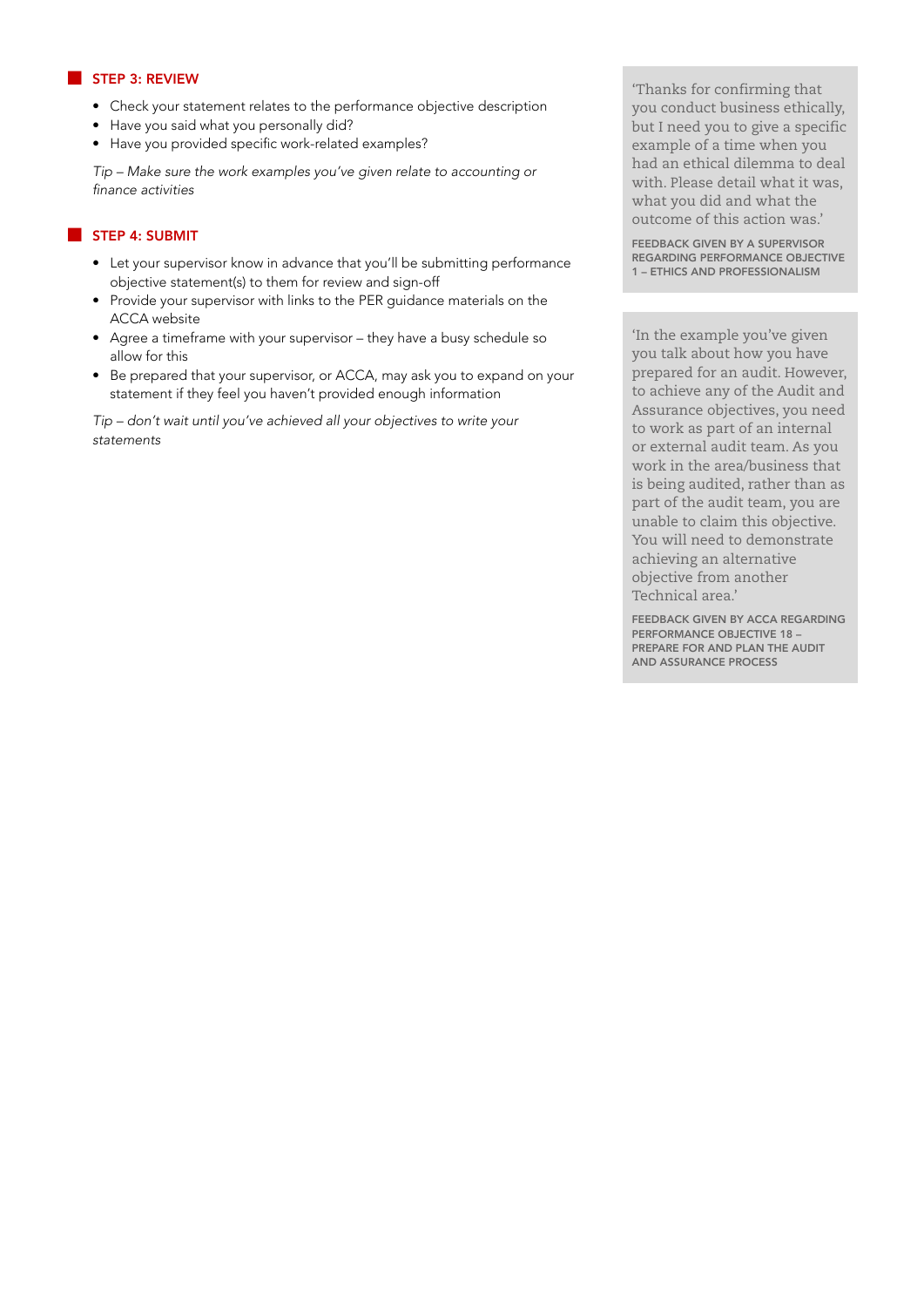## STEP 3: REVIEW

- Check your statement relates to the performance objective description
- Have you said what you personally did?
- Have you provided specific work-related examples?

*Tip – Make sure the work examples you've given relate to accounting or finance activities*

## STEP 4: SUBMIT

- Let your supervisor know in advance that you'll be submitting performance objective statement(s) to them for review and sign-off
- Provide your supervisor with links to the PER guidance materials on the ACCA website
- Agree a timeframe with your supervisor – they have a busy schedule so allow for this
- Be prepared that your supervisor, or ACCA, may ask you to expand on your statement if they feel you haven't provided enough information

*Tip – don't wait until you've achieved all your objectives to write your statements*

> 'Thanks for confirming that you conduct business ethically, but I need you to give a specific example of a time when you had an ethical dilemma to deal with. Please detail what it was, what you did and what the outcome of this action was.'
>
> FEEDBACK GIVEN BY A SUPERVISOR REGARDING PERFORMANCE OBJECTIVE 1 – ETHICS AND PROFESSIONALISM

> 'In the example you've given you talk about how you have prepared for an audit. However, to achieve any of the Audit and Assurance objectives, you need to work as part of an internal or external audit team. As you work in the area/business that is being audited, rather than as part of the audit team, you are unable to claim this objective. You will need to demonstrate achieving an alternative objective from another Technical area.'
>
> FEEDBACK GIVEN BY ACCA REGARDING PERFORMANCE OBJECTIVE 18 – PREPARE FOR AND PLAN THE AUDIT AND ASSURANCE PROCESS